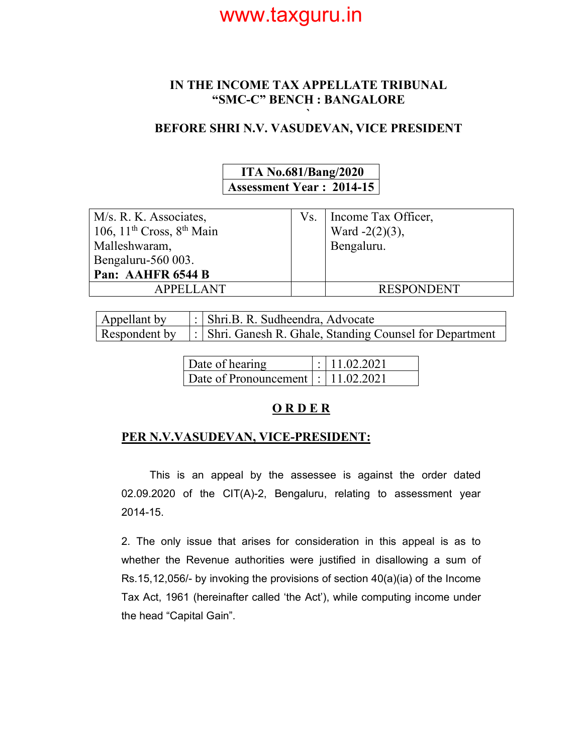# IN THE INCOME TAX APPELLATE TRIBUNAL
# "SMC-C" BENCH : BANGALORE

## BEFORE SHRI N.V. VASUDEVAN, VICE PRESIDENT

| ITA No.681/Bang/2020 |
|---|
| Assessment Year : 2014-15 |

| M/s. R. K. Associates,<br>106, 11th Cross, 8th Main<br>Malleshwaram,<br>Bengaluru-560 003.<br>**Pan: AAHFR 6544 B** | Vs. | Income Tax Officer,<br>Ward -2(2)(3),<br>Bengaluru. |
|---|---|---|
| APPELLANT | | RESPONDENT |

| Appellant by | : | Shri.B. R. Sudheendra, Advocate |
|---|---|---|
| Respondent by | : | Shri. Ganesh R. Ghale, Standing Counsel for Department |

| Date of hearing | : | 11.02.2021 |
|---|---|---|
| Date of Pronouncement | : | 11.02.2021 |

## O R D E R

**PER N.V.VASUDEVAN, VICE-PRESIDENT:**

This is an appeal by the assessee is against the order dated 02.09.2020 of the CIT(A)-2, Bengaluru, relating to assessment year 2014-15.

2. The only issue that arises for consideration in this appeal is as to whether the Revenue authorities were justified in disallowing a sum of Rs.15,12,056/- by invoking the provisions of section 40(a)(ia) of the Income Tax Act, 1961 (hereinafter called 'the Act'), while computing income under the head "Capital Gain".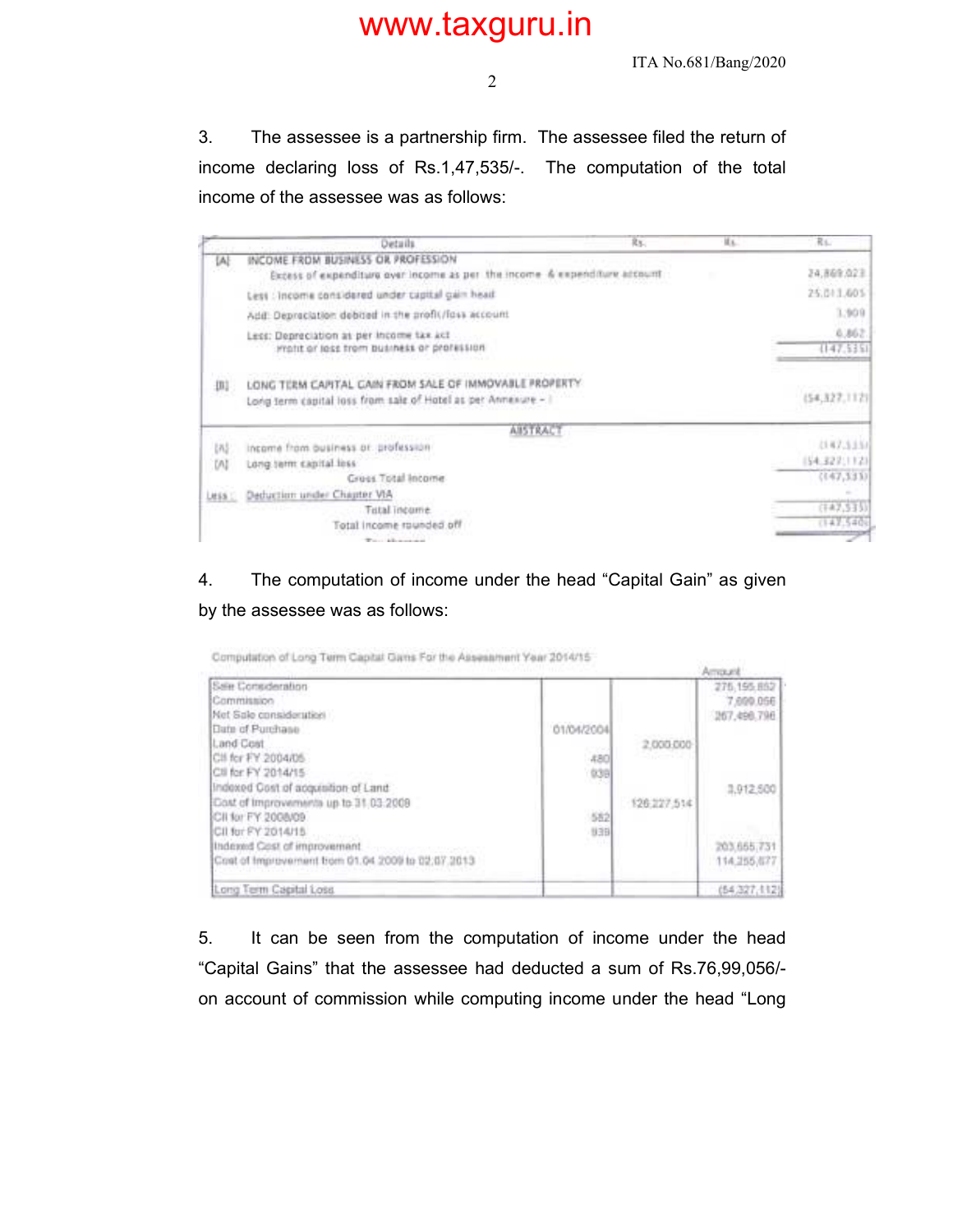3. The assessee is a partnership firm. The assessee filed the return of income declaring loss of Rs.1,47,535/-. The computation of the total income of the assessee was as follows:

| | Details | Rs. | Rs. | Rs. |
|---|---|---|---|---|
| [A] | INCOME FROM BUSINESS OR PROFESSION | | | |
| | Excess of expenditure over income as per the income & expenditure account | | | 24,869,023 |
| | Less : Income considered under capital gain head | | | 25,013,605 |
| | Add: Depreciation debited in the profit/loss account | | | 3,909 |
| | Less: Depreciation as per income tax act | | | 6,862 |
| | Profit or loss from business or profession | | | (147,535) |
| [B] | LONG TERM CAPITAL GAIN FROM SALE OF IMMOVABLE PROPERTY | | | |
| | Long term capital loss from sale of Hotel as per Annexure - I | | | (54,327,112) |
| | ABSTRACT | | | |
| [A] | Income from business or profession | | | (147,535) |
| [A] | Long term capital loss | | | (54,327,112) |
| | Gross Total Income | | | (147,535) |
| Less : | Deduction under Chapter VIA | | | - |
| | Total Income | | | (147,535) |
| | Total Income rounded off | | | (147,540) |

4. The computation of income under the head "Capital Gain" as given by the assessee was as follows:

Computation of Long Term Capital Gains For the Assessment Year 2014/15

| | | | Amount |
|---|---|---|---|
| Sale Consideration | | | 275,195,852 |
| Commission | | | 7,699,056 |
| Net Sale consideration | | | 267,496,796 |
| Date of Purchase | 01/04/2004 | | |
| Land Cost | | 2,000,000 | |
| CII for FY 2004/05 | 480 | | |
| CII for FY 2014/15 | 939 | | |
| Indexed Cost of acquisition of Land | | | 3,912,500 |
| Cost of Improvements up to 31.03.2009 | | 126,227,514 | |
| CII for FY 2008/09 | 582 | | |
| CII for FY 2014/15 | 939 | | |
| Indexed Cost of improvement | | | 203,655,731 |
| Cost of Improvement from 01.04.2009 to 02.07.2013 | | | 114,255,677 |
| Long Term Capital Loss | | | (54,327,112) |

5. It can be seen from the computation of income under the head "Capital Gains" that the assessee had deducted a sum of Rs.76,99,056/- on account of commission while computing income under the head "Long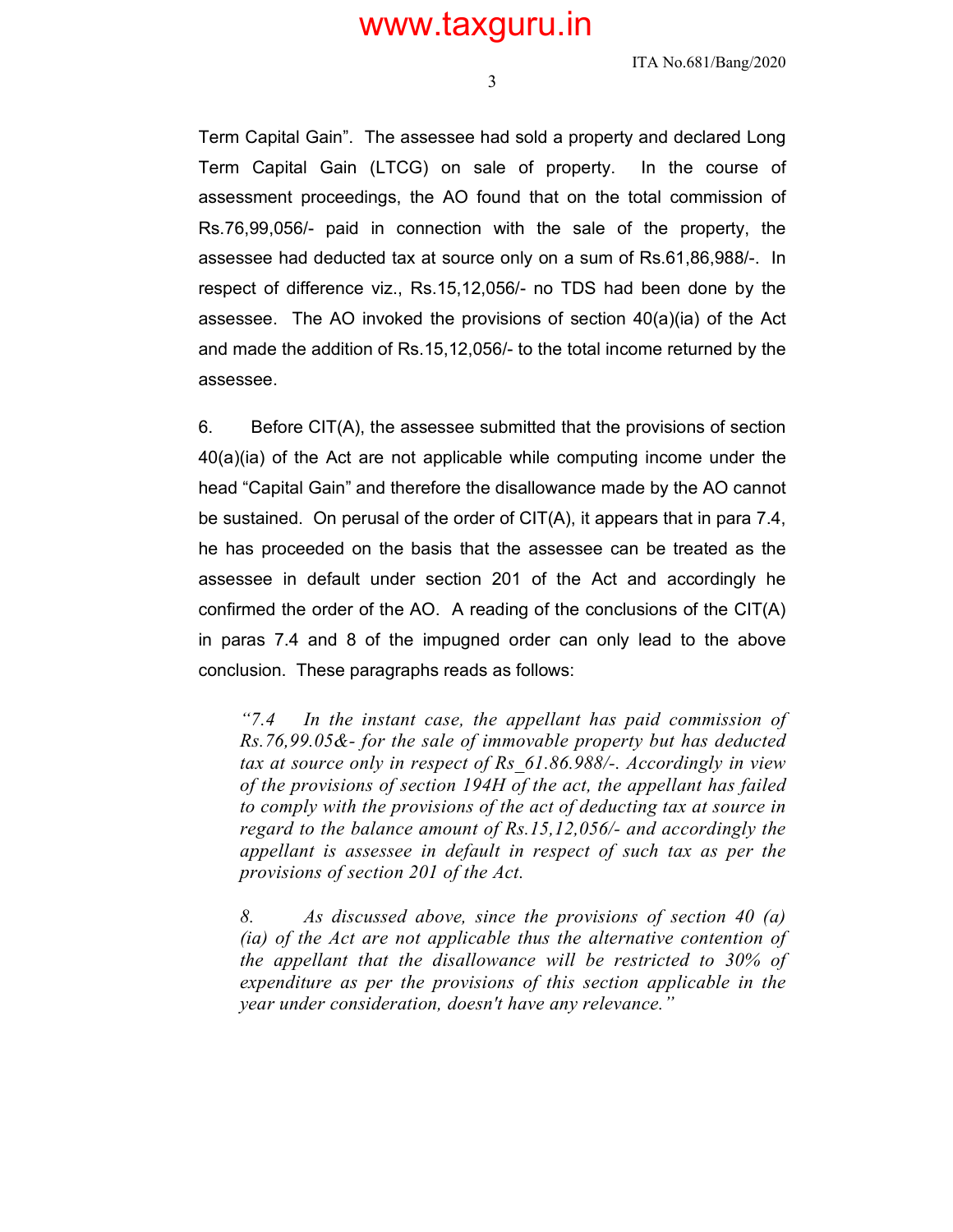Term Capital Gain". The assessee had sold a property and declared Long Term Capital Gain (LTCG) on sale of property. In the course of assessment proceedings, the AO found that on the total commission of Rs.76,99,056/- paid in connection with the sale of the property, the assessee had deducted tax at source only on a sum of Rs.61,86,988/-. In respect of difference viz., Rs.15,12,056/- no TDS had been done by the assessee. The AO invoked the provisions of section 40(a)(ia) of the Act and made the addition of Rs.15,12,056/- to the total income returned by the assessee.

6. Before CIT(A), the assessee submitted that the provisions of section 40(a)(ia) of the Act are not applicable while computing income under the head "Capital Gain" and therefore the disallowance made by the AO cannot be sustained. On perusal of the order of CIT(A), it appears that in para 7.4, he has proceeded on the basis that the assessee can be treated as the assessee in default under section 201 of the Act and accordingly he confirmed the order of the AO. A reading of the conclusions of the CIT(A) in paras 7.4 and 8 of the impugned order can only lead to the above conclusion. These paragraphs reads as follows:

> *"7.4 In the instant case, the appellant has paid commission of Rs.76,99.05&- for the sale of immovable property but has deducted tax at source only in respect of Rs_61.86.988/-. Accordingly in view of the provisions of section 194H of the act, the appellant has failed to comply with the provisions of the act of deducting tax at source in regard to the balance amount of Rs.15,12,056/- and accordingly the appellant is assessee in default in respect of such tax as per the provisions of section 201 of the Act.*
>
> *8. As discussed above, since the provisions of section 40 (a) (ia) of the Act are not applicable thus the alternative contention of the appellant that the disallowance will be restricted to 30% of expenditure as per the provisions of this section applicable in the year under consideration, doesn't have any relevance."*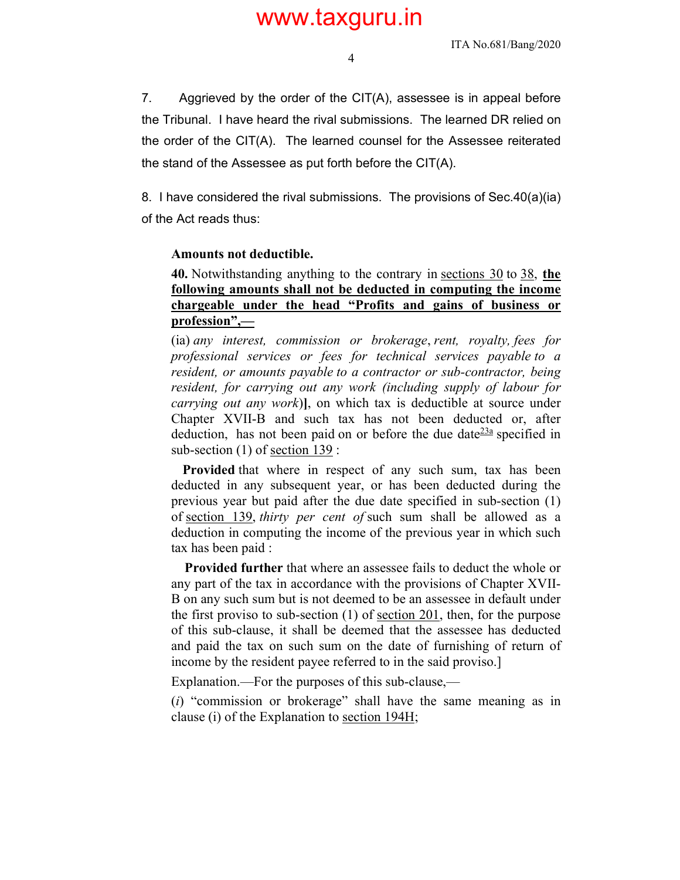7. Aggrieved by the order of the CIT(A), assessee is in appeal before the Tribunal. I have heard the rival submissions. The learned DR relied on the order of the CIT(A). The learned counsel for the Assessee reiterated the stand of the Assessee as put forth before the CIT(A).

8. I have considered the rival submissions. The provisions of Sec.40(a)(ia) of the Act reads thus:

> **Amounts not deductible.**
>
> **40.** Notwithstanding anything to the contrary in sections 30 to 38, **the following amounts shall not be deducted in computing the income chargeable under the head "Profits and gains of business or profession",—**
>
> (ia) *any interest, commission or brokerage*, *rent, royalty, fees for professional services or fees for technical services payable to a resident, or amounts payable to a contractor or sub-contractor, being resident, for carrying out any work (including supply of labour for carrying out any work)***]**, on which tax is deductible at source under Chapter XVII-B and such tax has not been deducted or, after deduction, has not been paid on or before the due date[23a] specified in sub-section (1) of section 139 :
>
> **Provided** that where in respect of any such sum, tax has been deducted in any subsequent year, or has been deducted during the previous year but paid after the due date specified in sub-section (1) of section 139, *thirty per cent of* such sum shall be allowed as a deduction in computing the income of the previous year in which such tax has been paid :
>
> **Provided further** that where an assessee fails to deduct the whole or any part of the tax in accordance with the provisions of Chapter XVII-B on any such sum but is not deemed to be an assessee in default under the first proviso to sub-section (1) of section 201, then, for the purpose of this sub-clause, it shall be deemed that the assessee has deducted and paid the tax on such sum on the date of furnishing of return of income by the resident payee referred to in the said proviso.]
>
> Explanation.—For the purposes of this sub-clause,—
>
> (*i*) "commission or brokerage" shall have the same meaning as in clause (i) of the Explanation to section 194H;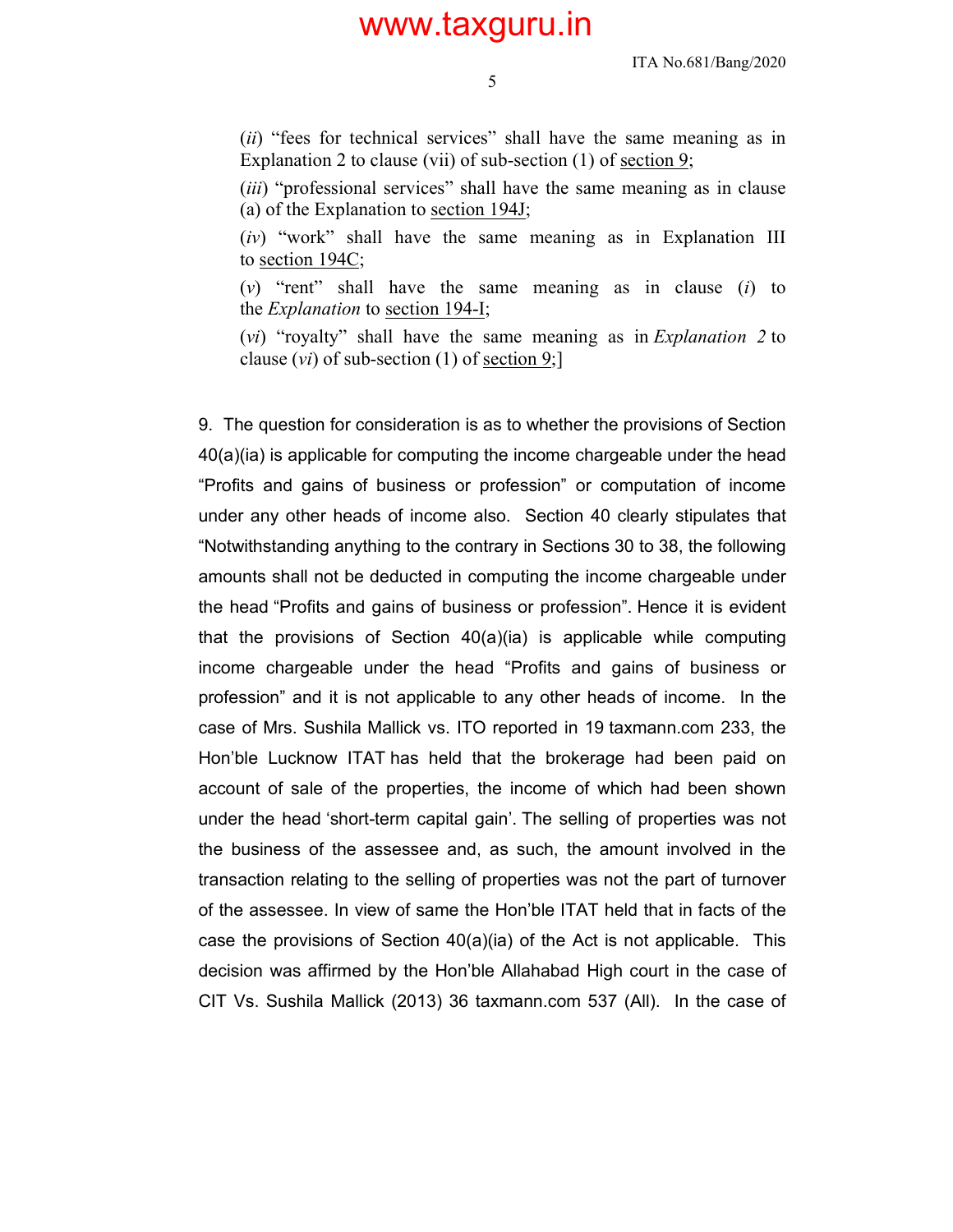(*ii*) "fees for technical services" shall have the same meaning as in Explanation 2 to clause (vii) of sub-section (1) of section 9;

(*iii*) "professional services" shall have the same meaning as in clause (a) of the Explanation to section 194J;

(*iv*) "work" shall have the same meaning as in Explanation III to section 194C;

(*v*) "rent" shall have the same meaning as in clause (*i*) to the *Explanation* to section 194-I;

(*vi*) "royalty" shall have the same meaning as in *Explanation 2* to clause (*vi*) of sub-section (1) of section 9;]

9. The question for consideration is as to whether the provisions of Section 40(a)(ia) is applicable for computing the income chargeable under the head "Profits and gains of business or profession" or computation of income under any other heads of income also. Section 40 clearly stipulates that "Notwithstanding anything to the contrary in Sections 30 to 38, the following amounts shall not be deducted in computing the income chargeable under the head "Profits and gains of business or profession". Hence it is evident that the provisions of Section 40(a)(ia) is applicable while computing income chargeable under the head "Profits and gains of business or profession" and it is not applicable to any other heads of income. In the case of Mrs. Sushila Mallick vs. ITO reported in 19 taxmann.com 233, the Hon'ble Lucknow ITAT has held that the brokerage had been paid on account of sale of the properties, the income of which had been shown under the head 'short-term capital gain'. The selling of properties was not the business of the assessee and, as such, the amount involved in the transaction relating to the selling of properties was not the part of turnover of the assessee. In view of same the Hon'ble ITAT held that in facts of the case the provisions of Section 40(a)(ia) of the Act is not applicable. This decision was affirmed by the Hon'ble Allahabad High court in the case of CIT Vs. Sushila Mallick (2013) 36 taxmann.com 537 (All). In the case of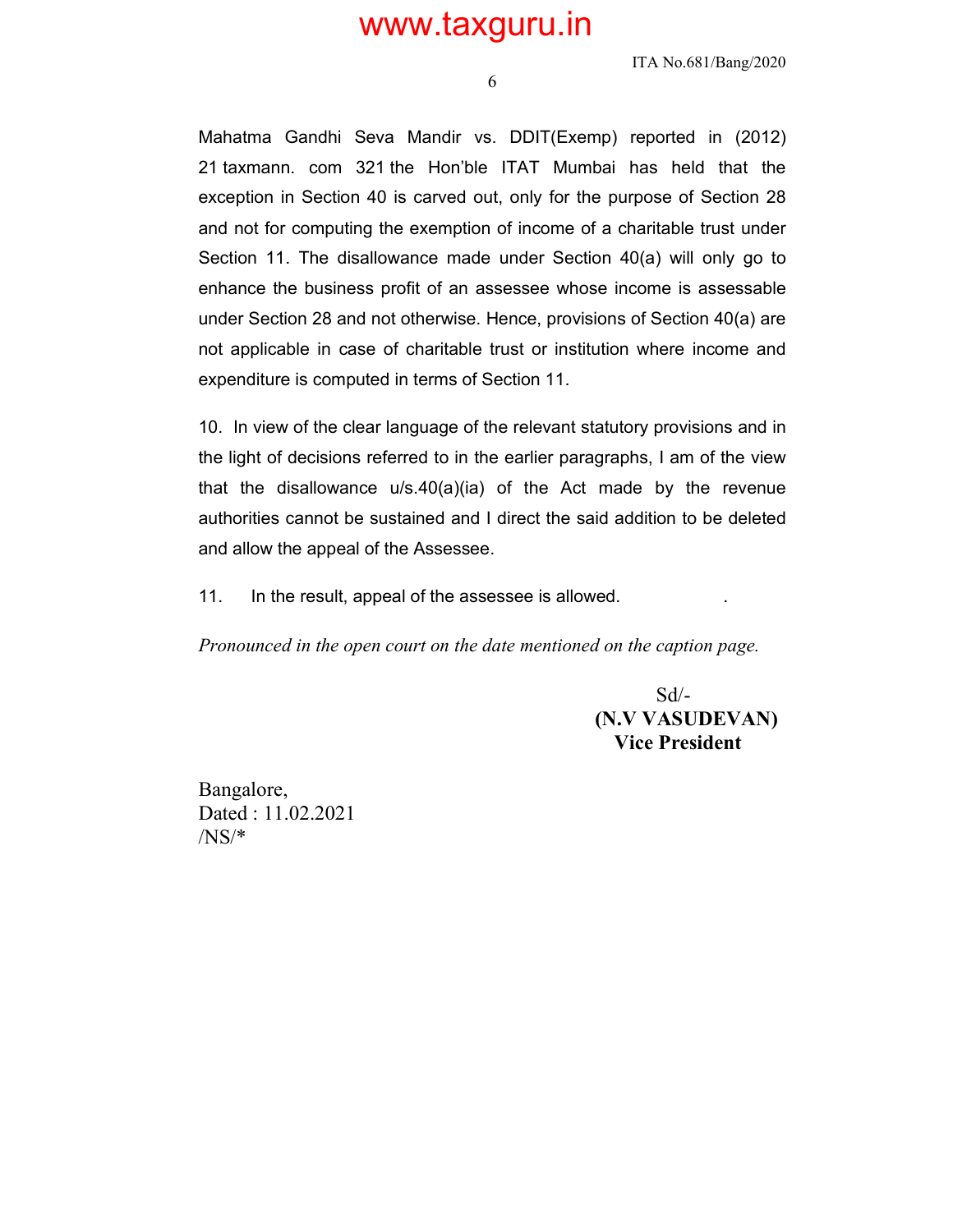Mahatma Gandhi Seva Mandir vs. DDIT(Exemp) reported in (2012) 21 taxmann. com 321 the Hon'ble ITAT Mumbai has held that the exception in Section 40 is carved out, only for the purpose of Section 28 and not for computing the exemption of income of a charitable trust under Section 11. The disallowance made under Section 40(a) will only go to enhance the business profit of an assessee whose income is assessable under Section 28 and not otherwise. Hence, provisions of Section 40(a) are not applicable in case of charitable trust or institution where income and expenditure is computed in terms of Section 11.

10. In view of the clear language of the relevant statutory provisions and in the light of decisions referred to in the earlier paragraphs, I am of the view that the disallowance u/s.40(a)(ia) of the Act made by the revenue authorities cannot be sustained and I direct the said addition to be deleted and allow the appeal of the Assessee.

11. In the result, appeal of the assessee is allowed.

*Pronounced in the open court on the date mentioned on the caption page.*

Sd/-
**(N.V VASUDEVAN)**
**Vice President**

Bangalore,
Dated : 11.02.2021
/NS/*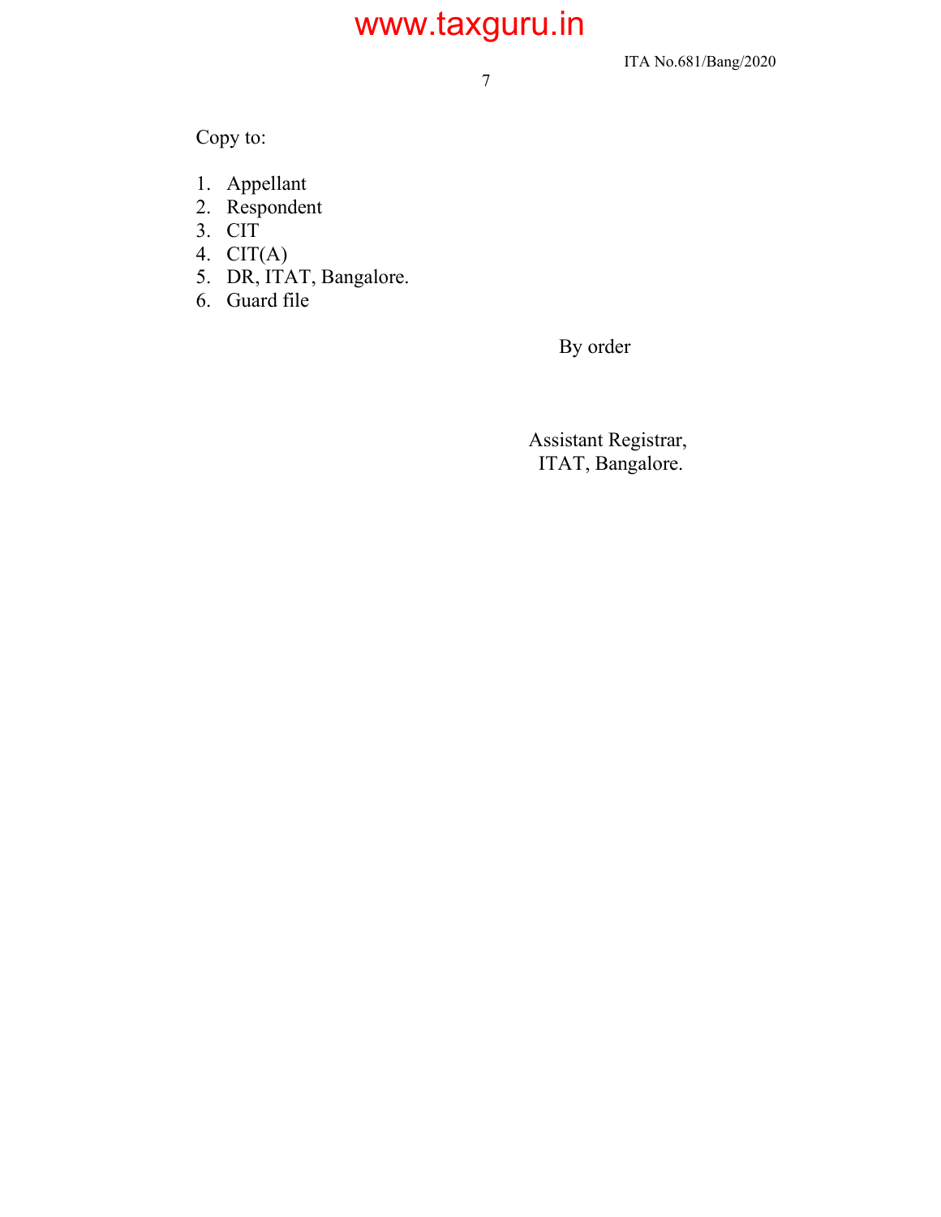Copy to:

1. Appellant
2. Respondent
3. CIT
4. CIT(A)
5. DR, ITAT, Bangalore.
6. Guard file

By order

Assistant Registrar,
ITAT, Bangalore.